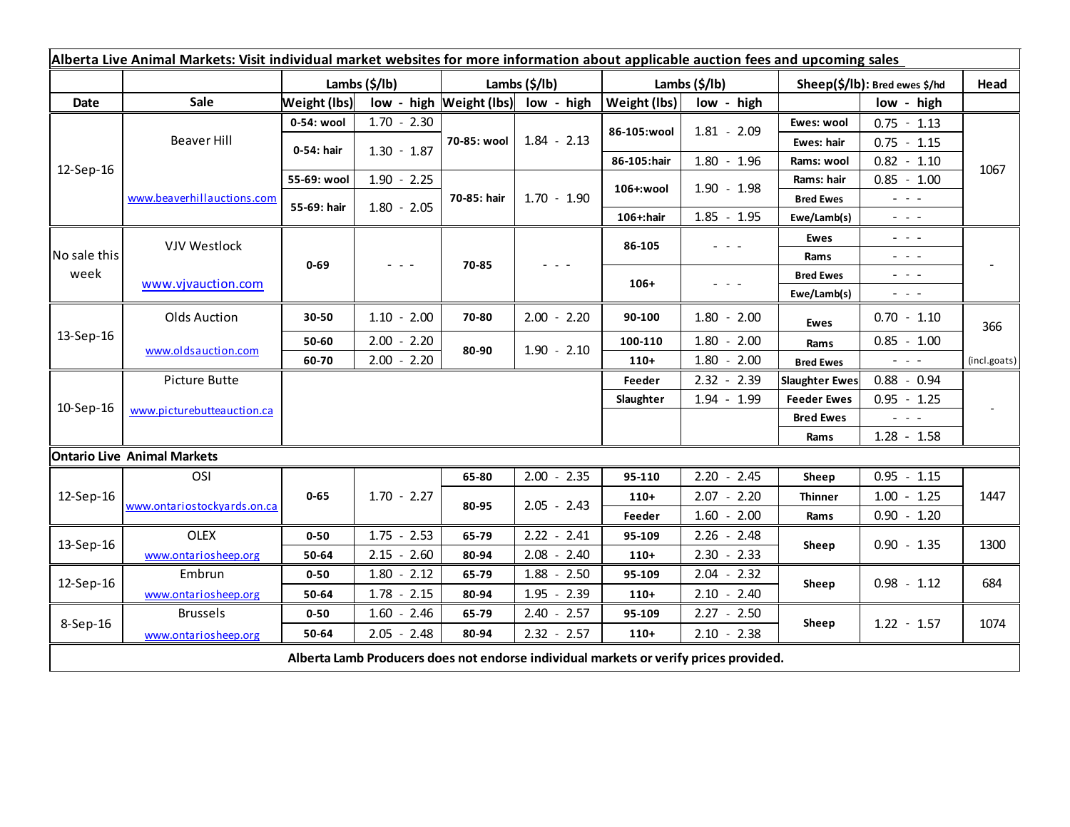| Alberta Live Animal Markets: Visit individual market websites for more information about applicable auction fees and upcoming sales | | | | | | | | | | |
|---|---|---|---|---|---|---|---|---|---|---|
| | | Lambs ($/lb) | | Lambs ($/lb) | | Lambs ($/lb) | | Sheep($/lb): Bred ewes $/hd | | Head |
| Date | Sale | Weight (lbs) | low - high | Weight (lbs) | low - high | Weight (lbs) | low - high | | low - high | |
| 12-Sep-16 | Beaver Hill www.beaverhillauctions.com | 0-54: wool | 1.70 - 2.30 | 70-85: wool | 1.84 - 2.13 | 86-105:wool | 1.81 - 2.09 | Ewes: wool | 0.75 - 1.13 | 1067 |
| | | 0-54: hair | 1.30 - 1.87 | | | | | Ewes: hair | 0.75 - 1.15 | |
| | | | | | | 86-105:hair | 1.80 - 1.96 | Rams: wool | 0.82 - 1.10 | |
| | | 55-69: wool | 1.90 - 2.25 | 70-85: hair | 1.70 - 1.90 | 106+:wool | 1.90 - 1.98 | Rams: hair | 0.85 - 1.00 | |
| | | 55-69: hair | 1.80 - 2.05 | | | | | Bred Ewes | - - - | |
| | | | | | | 106+:hair | 1.85 - 1.95 | Ewe/Lamb(s) | - - - | |
| No sale this week | VJV Westlock www.vjvauction.com | 0-69 | - - - | 70-85 | - - - | 86-105 | - - - | Ewes | - - - | - |
| | | | | | | | | Rams | - - - | |
| | | | | | | 106+ | - - - | Bred Ewes | - - - | |
| | | | | | | | | Ewe/Lamb(s) | - - - | |
| 13-Sep-16 | Olds Auction www.oldsauction.com | 30-50 | 1.10 - 2.00 | 70-80 | 2.00 - 2.20 | 90-100 | 1.80 - 2.00 | Ewes | 0.70 - 1.10 | 366 (incl.goats) |
| | | 50-60 | 2.00 - 2.20 | 80-90 | 1.90 - 2.10 | 100-110 | 1.80 - 2.00 | Rams | 0.85 - 1.00 | |
| | | 60-70 | 2.00 - 2.20 | | | 110+ | 1.80 - 2.00 | Bred Ewes | - - - | |
| 10-Sep-16 | Picture Butte www.picturebutteauction.ca | | | | | Feeder | 2.32 - 2.39 | Slaughter Ewes | 0.88 - 0.94 | - |
| | | | | | | Slaughter | 1.94 - 1.99 | Feeder Ewes | 0.95 - 1.25 | |
| | | | | | | | | Bred Ewes | - - - | |
| | | | | | | | | Rams | 1.28 - 1.58 | |
| **Ontario Live Animal Markets** | | | | | | | | | | |
| 12-Sep-16 | OSI www.ontariostockyards.on.ca | 0-65 | 1.70 - 2.27 | 65-80 | 2.00 - 2.35 | 95-110 | 2.20 - 2.45 | Sheep | 0.95 - 1.15 | 1447 |
| | | | | 80-95 | 2.05 - 2.43 | 110+ | 2.07 - 2.20 | Thinner | 1.00 - 1.25 | |
| | | | | | | Feeder | 1.60 - 2.00 | Rams | 0.90 - 1.20 | |
| 13-Sep-16 | OLEX www.ontariosheep.org | 0-50 | 1.75 - 2.53 | 65-79 | 2.22 - 2.41 | 95-109 | 2.26 - 2.48 | Sheep | 0.90 - 1.35 | 1300 |
| | | 50-64 | 2.15 - 2.60 | 80-94 | 2.08 - 2.40 | 110+ | 2.30 - 2.33 | | | |
| 12-Sep-16 | Embrun www.ontariosheep.org | 0-50 | 1.80 - 2.12 | 65-79 | 1.88 - 2.50 | 95-109 | 2.04 - 2.32 | Sheep | 0.98 - 1.12 | 684 |
| | | 50-64 | 1.78 - 2.15 | 80-94 | 1.95 - 2.39 | 110+ | 2.10 - 2.40 | | | |
| 8-Sep-16 | Brussels www.ontariosheep.org | 0-50 | 1.60 - 2.46 | 65-79 | 2.40 - 2.57 | 95-109 | 2.27 - 2.50 | Sheep | 1.22 - 1.57 | 1074 |
| | | 50-64 | 2.05 - 2.48 | 80-94 | 2.32 - 2.57 | 110+ | 2.10 - 2.38 | | | |

**Alberta Lamb Producers does not endorse individual markets or verify prices provided.**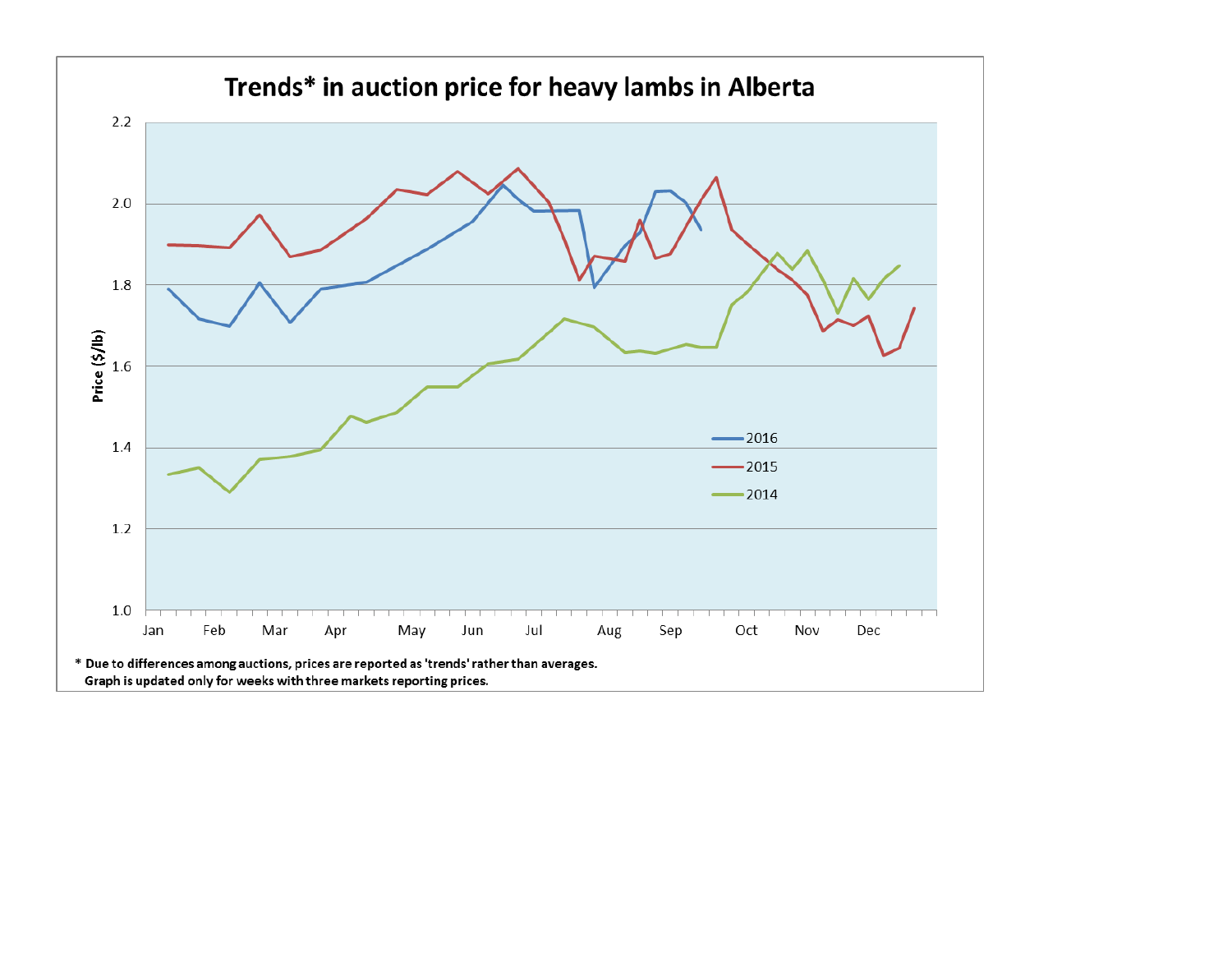# Trends* in auction price for heavy lambs in Alberta

Price ($/lb)

2.2
2.0
1.8
1.6
1.4
1.2
1.0

Jan Feb Mar Apr May Jun Jul Aug Sep Oct Nov Dec

2016
2015
2014

\* Due to differences among auctions, prices are reported as 'trends' rather than averages.
Graph is updated only for weeks with three markets reporting prices.